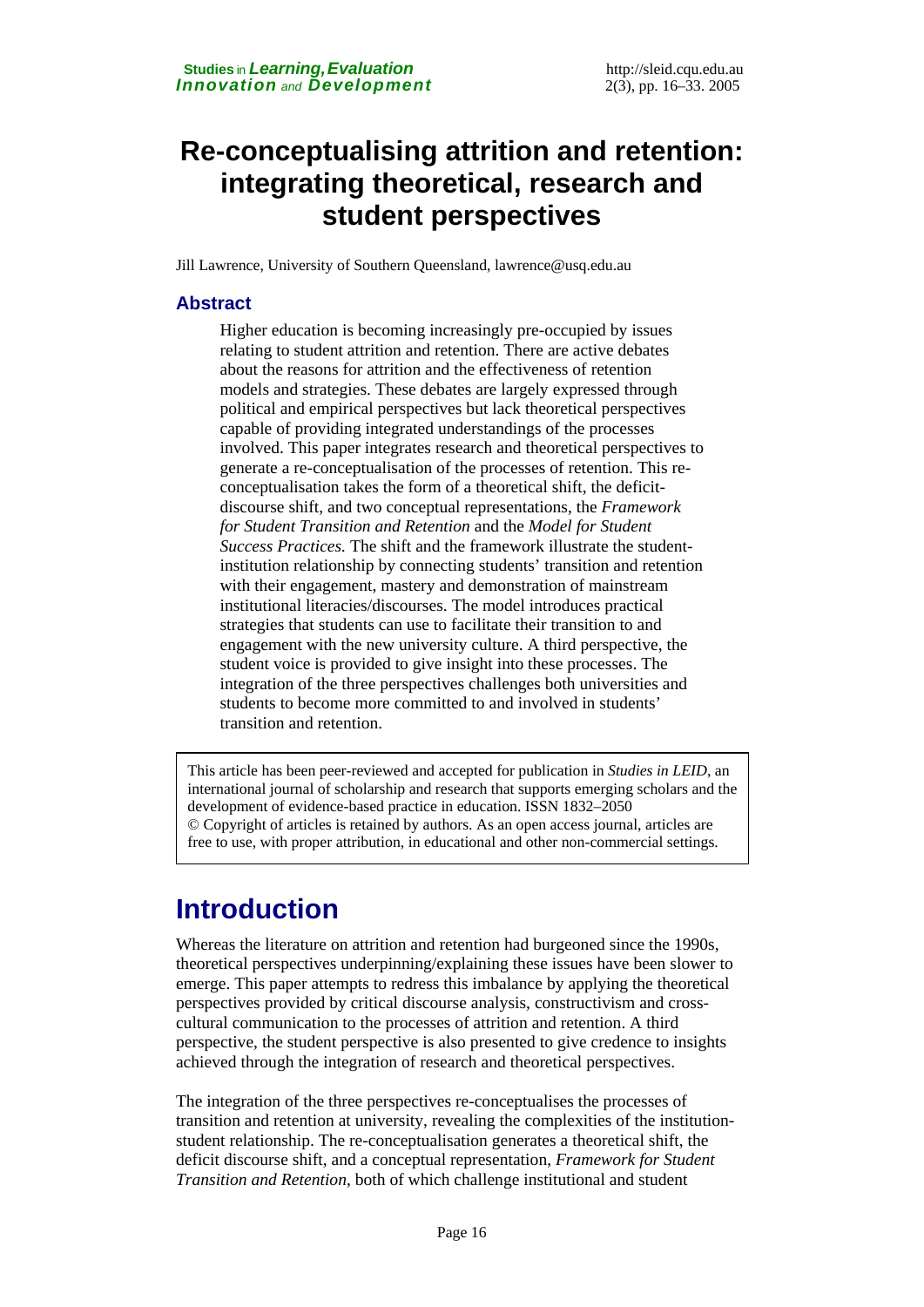# Re-conceptualising attrition and retention: integrating theoretical, research and student perspectives

Jill Lawrence, University of Southern Queensland, lawrence@usq.edu.au

## Abstract

Higher education is becoming increasingly pre-occupied by issues relating to student attrition and retention. There are active debates about the reasons for attrition and the effectiveness of retention models and strategies. These debates are largely expressed through political and empirical perspectives but lack theoretical perspectives capable of providing integrated understandings of the processes involved. This paper integrates research and theoretical perspectives to generate a re-conceptualisation of the processes of retention. This re-conceptualisation takes the form of a theoretical shift, the deficit-discourse shift, and two conceptual representations, the *Framework for Student Transition and Retention* and the *Model for Student Success Practices.* The shift and the framework illustrate the student-institution relationship by connecting students' transition and retention with their engagement, mastery and demonstration of mainstream institutional literacies/discourses. The model introduces practical strategies that students can use to facilitate their transition to and engagement with the new university culture. A third perspective, the student voice is provided to give insight into these processes. The integration of the three perspectives challenges both universities and students to become more committed to and involved in students' transition and retention.

This article has been peer-reviewed and accepted for publication in *Studies in LEID*, an international journal of scholarship and research that supports emerging scholars and the development of evidence-based practice in education. ISSN 1832–2050
© Copyright of articles is retained by authors. As an open access journal, articles are free to use, with proper attribution, in educational and other non-commercial settings.

# Introduction

Whereas the literature on attrition and retention had burgeoned since the 1990s, theoretical perspectives underpinning/explaining these issues have been slower to emerge. This paper attempts to redress this imbalance by applying the theoretical perspectives provided by critical discourse analysis, constructivism and cross-cultural communication to the processes of attrition and retention. A third perspective, the student perspective is also presented to give credence to insights achieved through the integration of research and theoretical perspectives.

The integration of the three perspectives re-conceptualises the processes of transition and retention at university, revealing the complexities of the institution-student relationship. The re-conceptualisation generates a theoretical shift, the deficit discourse shift, and a conceptual representation, *Framework for Student Transition and Retention*, both of which challenge institutional and student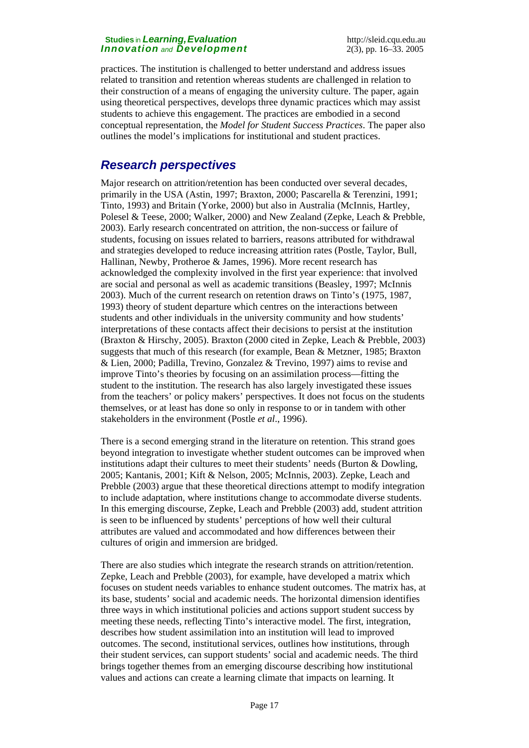practices. The institution is challenged to better understand and address issues related to transition and retention whereas students are challenged in relation to their construction of a means of engaging the university culture. The paper, again using theoretical perspectives, develops three dynamic practices which may assist students to achieve this engagement. The practices are embodied in a second conceptual representation, the *Model for Student Success Practices*. The paper also outlines the model's implications for institutional and student practices.

## Research perspectives

Major research on attrition/retention has been conducted over several decades, primarily in the USA (Astin, 1997; Braxton, 2000; Pascarella & Terenzini, 1991; Tinto, 1993) and Britain (Yorke, 2000) but also in Australia (McInnis, Hartley, Polesel & Teese, 2000; Walker, 2000) and New Zealand (Zepke, Leach & Prebble, 2003). Early research concentrated on attrition, the non-success or failure of students, focusing on issues related to barriers, reasons attributed for withdrawal and strategies developed to reduce increasing attrition rates (Postle, Taylor, Bull, Hallinan, Newby, Protheroe & James, 1996). More recent research has acknowledged the complexity involved in the first year experience: that involved are social and personal as well as academic transitions (Beasley, 1997; McInnis 2003). Much of the current research on retention draws on Tinto's (1975, 1987, 1993) theory of student departure which centres on the interactions between students and other individuals in the university community and how students' interpretations of these contacts affect their decisions to persist at the institution (Braxton & Hirschy, 2005). Braxton (2000 cited in Zepke, Leach & Prebble, 2003) suggests that much of this research (for example, Bean & Metzner, 1985; Braxton & Lien, 2000; Padilla, Trevino, Gonzalez & Trevino, 1997) aims to revise and improve Tinto's theories by focusing on an assimilation process—fitting the student to the institution. The research has also largely investigated these issues from the teachers' or policy makers' perspectives. It does not focus on the students themselves, or at least has done so only in response to or in tandem with other stakeholders in the environment (Postle *et al*., 1996).

There is a second emerging strand in the literature on retention. This strand goes beyond integration to investigate whether student outcomes can be improved when institutions adapt their cultures to meet their students' needs (Burton & Dowling, 2005; Kantanis, 2001; Kift & Nelson, 2005; McInnis, 2003). Zepke, Leach and Prebble (2003) argue that these theoretical directions attempt to modify integration to include adaptation, where institutions change to accommodate diverse students. In this emerging discourse, Zepke, Leach and Prebble (2003) add, student attrition is seen to be influenced by students' perceptions of how well their cultural attributes are valued and accommodated and how differences between their cultures of origin and immersion are bridged.

There are also studies which integrate the research strands on attrition/retention. Zepke, Leach and Prebble (2003), for example, have developed a matrix which focuses on student needs variables to enhance student outcomes. The matrix has, at its base, students' social and academic needs. The horizontal dimension identifies three ways in which institutional policies and actions support student success by meeting these needs, reflecting Tinto's interactive model. The first, integration, describes how student assimilation into an institution will lead to improved outcomes. The second, institutional services, outlines how institutions, through their student services, can support students' social and academic needs. The third brings together themes from an emerging discourse describing how institutional values and actions can create a learning climate that impacts on learning. It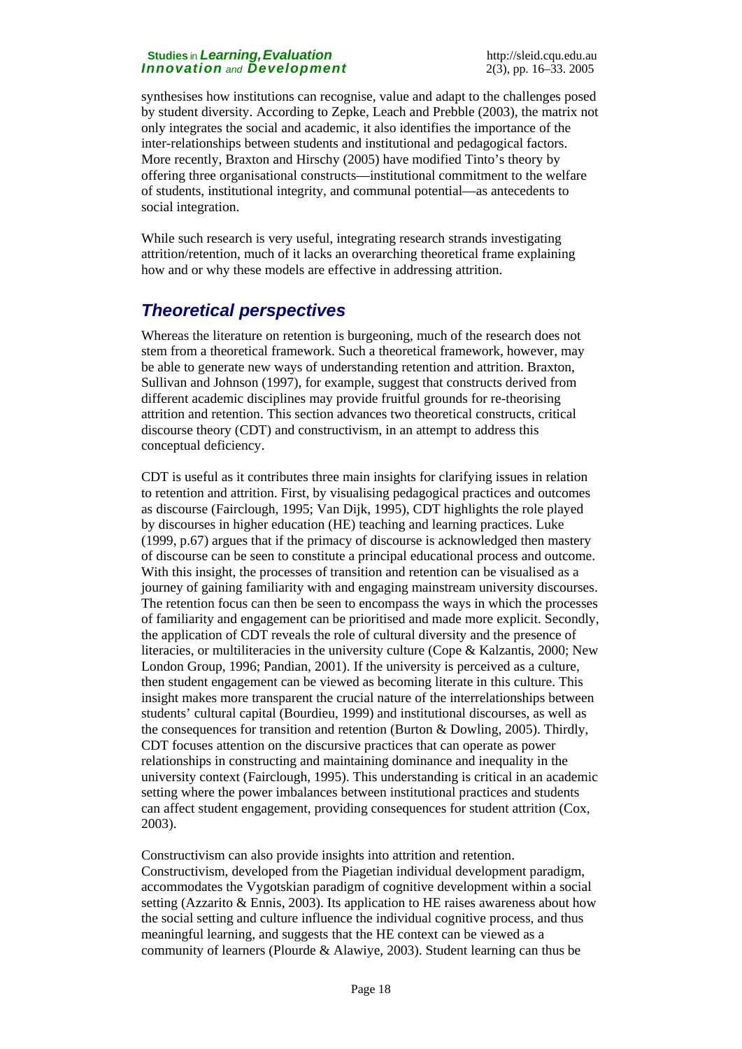synthesises how institutions can recognise, value and adapt to the challenges posed by student diversity. According to Zepke, Leach and Prebble (2003), the matrix not only integrates the social and academic, it also identifies the importance of the inter-relationships between students and institutional and pedagogical factors. More recently, Braxton and Hirschy (2005) have modified Tinto's theory by offering three organisational constructs—institutional commitment to the welfare of students, institutional integrity, and communal potential—as antecedents to social integration.

While such research is very useful, integrating research strands investigating attrition/retention, much of it lacks an overarching theoretical frame explaining how and or why these models are effective in addressing attrition.

## Theoretical perspectives

Whereas the literature on retention is burgeoning, much of the research does not stem from a theoretical framework. Such a theoretical framework, however, may be able to generate new ways of understanding retention and attrition. Braxton, Sullivan and Johnson (1997), for example, suggest that constructs derived from different academic disciplines may provide fruitful grounds for re-theorising attrition and retention. This section advances two theoretical constructs, critical discourse theory (CDT) and constructivism, in an attempt to address this conceptual deficiency.

CDT is useful as it contributes three main insights for clarifying issues in relation to retention and attrition. First, by visualising pedagogical practices and outcomes as discourse (Fairclough, 1995; Van Dijk, 1995), CDT highlights the role played by discourses in higher education (HE) teaching and learning practices. Luke (1999, p.67) argues that if the primacy of discourse is acknowledged then mastery of discourse can be seen to constitute a principal educational process and outcome. With this insight, the processes of transition and retention can be visualised as a journey of gaining familiarity with and engaging mainstream university discourses. The retention focus can then be seen to encompass the ways in which the processes of familiarity and engagement can be prioritised and made more explicit. Secondly, the application of CDT reveals the role of cultural diversity and the presence of literacies, or multiliteracies in the university culture (Cope & Kalzantis, 2000; New London Group, 1996; Pandian, 2001). If the university is perceived as a culture, then student engagement can be viewed as becoming literate in this culture. This insight makes more transparent the crucial nature of the interrelationships between students' cultural capital (Bourdieu, 1999) and institutional discourses, as well as the consequences for transition and retention (Burton & Dowling, 2005). Thirdly, CDT focuses attention on the discursive practices that can operate as power relationships in constructing and maintaining dominance and inequality in the university context (Fairclough, 1995). This understanding is critical in an academic setting where the power imbalances between institutional practices and students can affect student engagement, providing consequences for student attrition (Cox, 2003).

Constructivism can also provide insights into attrition and retention. Constructivism, developed from the Piagetian individual development paradigm, accommodates the Vygotskian paradigm of cognitive development within a social setting (Azzarito & Ennis, 2003). Its application to HE raises awareness about how the social setting and culture influence the individual cognitive process, and thus meaningful learning, and suggests that the HE context can be viewed as a community of learners (Plourde & Alawiye, 2003). Student learning can thus be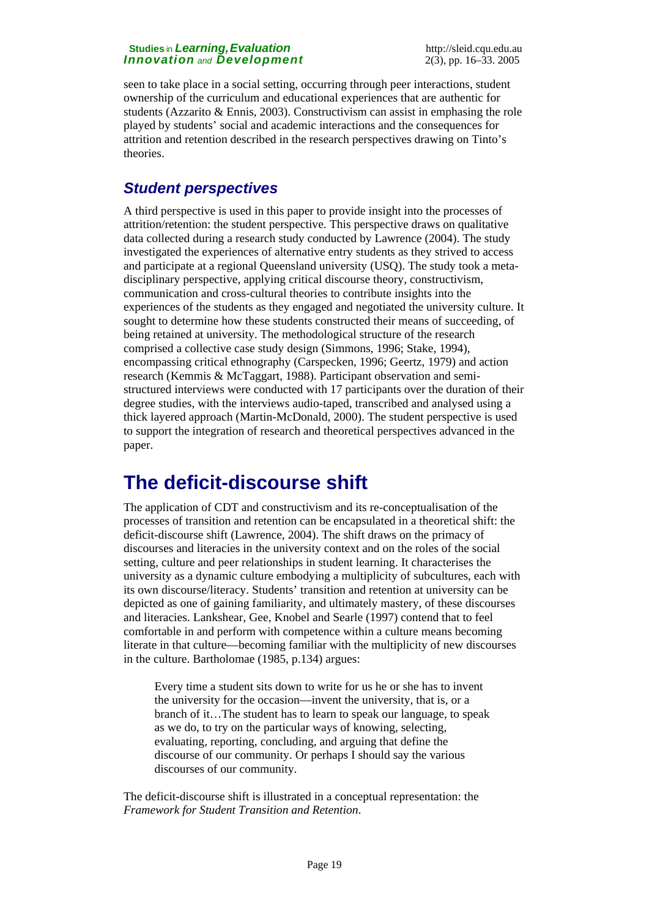seen to take place in a social setting, occurring through peer interactions, student ownership of the curriculum and educational experiences that are authentic for students (Azzarito & Ennis, 2003). Constructivism can assist in emphasing the role played by students' social and academic interactions and the consequences for attrition and retention described in the research perspectives drawing on Tinto's theories.

### *Student perspectives*

A third perspective is used in this paper to provide insight into the processes of attrition/retention: the student perspective. This perspective draws on qualitative data collected during a research study conducted by Lawrence (2004). The study investigated the experiences of alternative entry students as they strived to access and participate at a regional Queensland university (USQ). The study took a meta-disciplinary perspective, applying critical discourse theory, constructivism, communication and cross-cultural theories to contribute insights into the experiences of the students as they engaged and negotiated the university culture. It sought to determine how these students constructed their means of succeeding, of being retained at university. The methodological structure of the research comprised a collective case study design (Simmons, 1996; Stake, 1994), encompassing critical ethnography (Carspecken, 1996; Geertz, 1979) and action research (Kemmis & McTaggart, 1988). Participant observation and semi-structured interviews were conducted with 17 participants over the duration of their degree studies, with the interviews audio-taped, transcribed and analysed using a thick layered approach (Martin-McDonald, 2000). The student perspective is used to support the integration of research and theoretical perspectives advanced in the paper.

## The deficit-discourse shift

The application of CDT and constructivism and its re-conceptualisation of the processes of transition and retention can be encapsulated in a theoretical shift: the deficit-discourse shift (Lawrence, 2004). The shift draws on the primacy of discourses and literacies in the university context and on the roles of the social setting, culture and peer relationships in student learning. It characterises the university as a dynamic culture embodying a multiplicity of subcultures, each with its own discourse/literacy. Students' transition and retention at university can be depicted as one of gaining familiarity, and ultimately mastery, of these discourses and literacies. Lankshear, Gee, Knobel and Searle (1997) contend that to feel comfortable in and perform with competence within a culture means becoming literate in that culture—becoming familiar with the multiplicity of new discourses in the culture. Bartholomae (1985, p.134) argues:

> Every time a student sits down to write for us he or she has to invent the university for the occasion—invent the university, that is, or a branch of it…The student has to learn to speak our language, to speak as we do, to try on the particular ways of knowing, selecting, evaluating, reporting, concluding, and arguing that define the discourse of our community. Or perhaps I should say the various discourses of our community.

The deficit-discourse shift is illustrated in a conceptual representation: the *Framework for Student Transition and Retention*.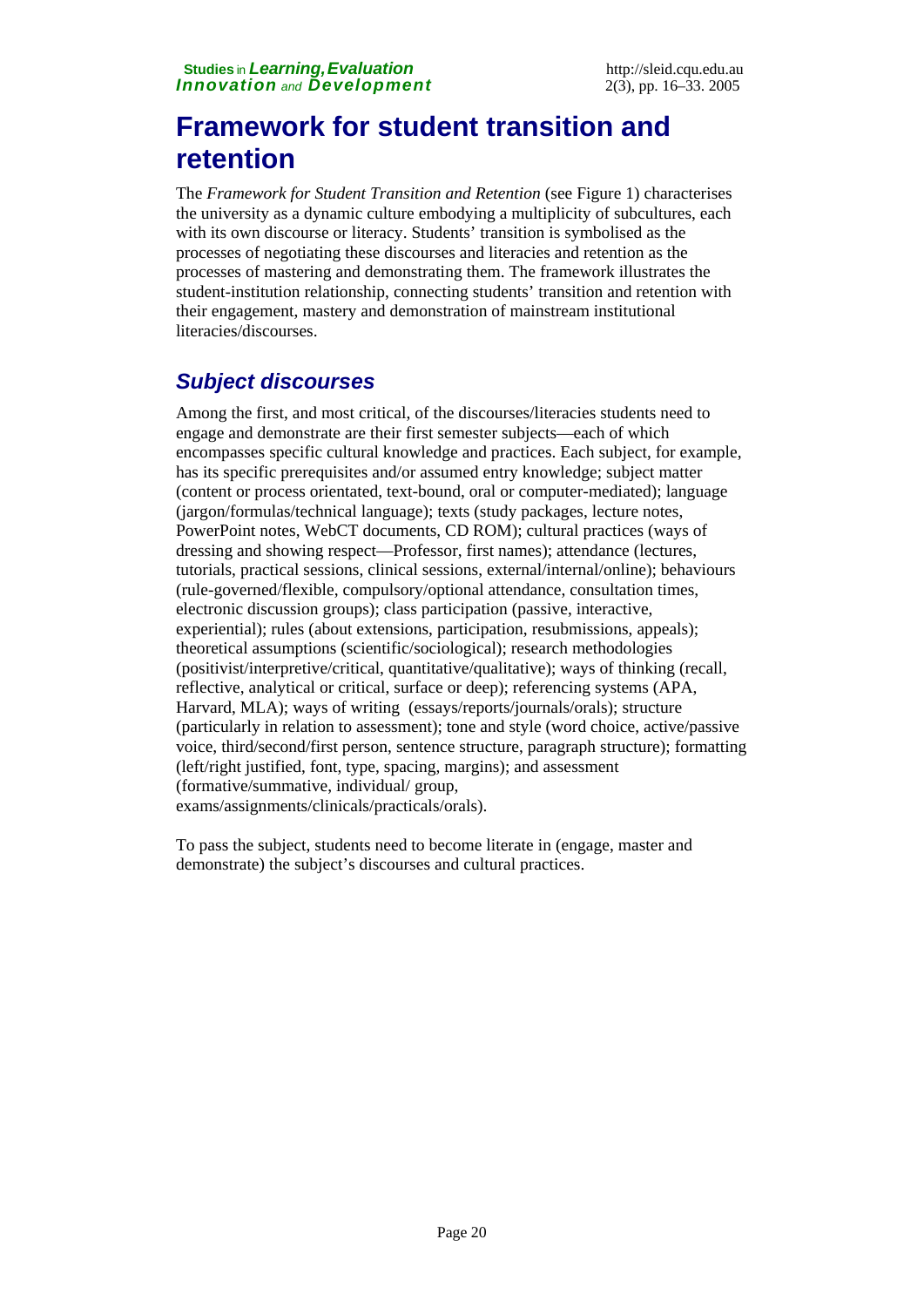# Framework for student transition and retention

The *Framework for Student Transition and Retention* (see Figure 1) characterises the university as a dynamic culture embodying a multiplicity of subcultures, each with its own discourse or literacy. Students' transition is symbolised as the processes of negotiating these discourses and literacies and retention as the processes of mastering and demonstrating them. The framework illustrates the student-institution relationship, connecting students' transition and retention with their engagement, mastery and demonstration of mainstream institutional literacies/discourses.

## *Subject discourses*

Among the first, and most critical, of the discourses/literacies students need to engage and demonstrate are their first semester subjects—each of which encompasses specific cultural knowledge and practices. Each subject, for example, has its specific prerequisites and/or assumed entry knowledge; subject matter (content or process orientated, text-bound, oral or computer-mediated); language (jargon/formulas/technical language); texts (study packages, lecture notes, PowerPoint notes, WebCT documents, CD ROM); cultural practices (ways of dressing and showing respect—Professor, first names); attendance (lectures, tutorials, practical sessions, clinical sessions, external/internal/online); behaviours (rule-governed/flexible, compulsory/optional attendance, consultation times, electronic discussion groups); class participation (passive, interactive, experiential); rules (about extensions, participation, resubmissions, appeals); theoretical assumptions (scientific/sociological); research methodologies (positivist/interpretive/critical, quantitative/qualitative); ways of thinking (recall, reflective, analytical or critical, surface or deep); referencing systems (APA, Harvard, MLA); ways of writing (essays/reports/journals/orals); structure (particularly in relation to assessment); tone and style (word choice, active/passive voice, third/second/first person, sentence structure, paragraph structure); formatting (left/right justified, font, type, spacing, margins); and assessment (formative/summative, individual/ group, exams/assignments/clinicals/practicals/orals).

To pass the subject, students need to become literate in (engage, master and demonstrate) the subject's discourses and cultural practices.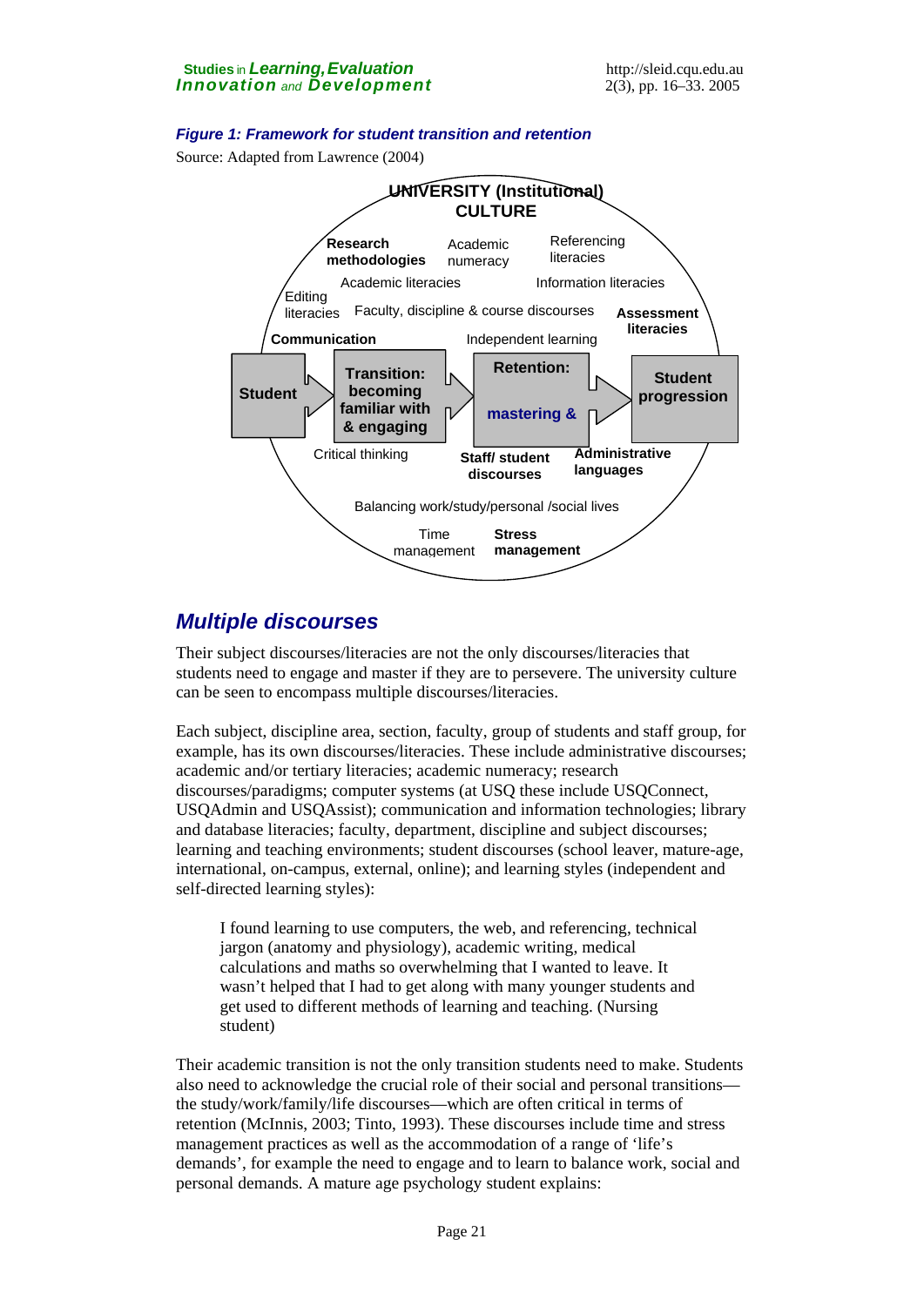***Figure 1: Framework for student transition and retention***

Source: Adapted from Lawrence (2004)

UNIVERSITY (Institutional) CULTURE

Research methodologies · Academic numeracy · Referencing literacies · Academic literacies · Information literacies · Editing literacies · Faculty, discipline & course discourses · Assessment literacies · Communication · Independent learning

Student → Transition: becoming familiar with & engaging → Retention: mastering & → Student progression

Critical thinking · Staff/ student discourses · Administrative languages · Balancing work/study/personal /social lives · Time management · Stress management

## *Multiple discourses*

Their subject discourses/literacies are not the only discourses/literacies that students need to engage and master if they are to persevere. The university culture can be seen to encompass multiple discourses/literacies.

Each subject, discipline area, section, faculty, group of students and staff group, for example, has its own discourses/literacies. These include administrative discourses; academic and/or tertiary literacies; academic numeracy; research discourses/paradigms; computer systems (at USQ these include USQConnect, USQAdmin and USQAssist); communication and information technologies; library and database literacies; faculty, department, discipline and subject discourses; learning and teaching environments; student discourses (school leaver, mature-age, international, on-campus, external, online); and learning styles (independent and self-directed learning styles):

> I found learning to use computers, the web, and referencing, technical jargon (anatomy and physiology), academic writing, medical calculations and maths so overwhelming that I wanted to leave. It wasn't helped that I had to get along with many younger students and get used to different methods of learning and teaching. (Nursing student)

Their academic transition is not the only transition students need to make. Students also need to acknowledge the crucial role of their social and personal transitions—the study/work/family/life discourses—which are often critical in terms of retention (McInnis, 2003; Tinto, 1993). These discourses include time and stress management practices as well as the accommodation of a range of 'life's demands', for example the need to engage and to learn to balance work, social and personal demands. A mature age psychology student explains: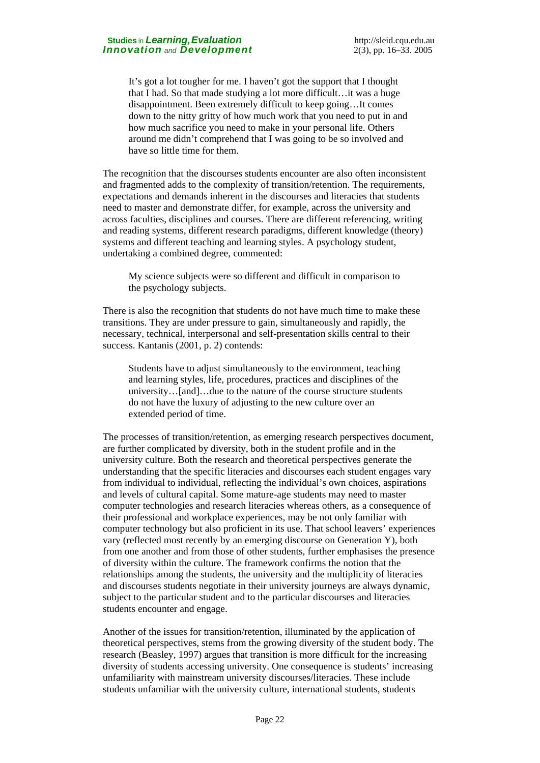> It's got a lot tougher for me. I haven't got the support that I thought that I had. So that made studying a lot more difficult…it was a huge disappointment. Been extremely difficult to keep going…It comes down to the nitty gritty of how much work that you need to put in and how much sacrifice you need to make in your personal life. Others around me didn't comprehend that I was going to be so involved and have so little time for them.

The recognition that the discourses students encounter are also often inconsistent and fragmented adds to the complexity of transition/retention. The requirements, expectations and demands inherent in the discourses and literacies that students need to master and demonstrate differ, for example, across the university and across faculties, disciplines and courses. There are different referencing, writing and reading systems, different research paradigms, different knowledge (theory) systems and different teaching and learning styles. A psychology student, undertaking a combined degree, commented:

> My science subjects were so different and difficult in comparison to the psychology subjects.

There is also the recognition that students do not have much time to make these transitions. They are under pressure to gain, simultaneously and rapidly, the necessary, technical, interpersonal and self-presentation skills central to their success. Kantanis (2001, p. 2) contends:

> Students have to adjust simultaneously to the environment, teaching and learning styles, life, procedures, practices and disciplines of the university…[and]…due to the nature of the course structure students do not have the luxury of adjusting to the new culture over an extended period of time.

The processes of transition/retention, as emerging research perspectives document, are further complicated by diversity, both in the student profile and in the university culture. Both the research and theoretical perspectives generate the understanding that the specific literacies and discourses each student engages vary from individual to individual, reflecting the individual's own choices, aspirations and levels of cultural capital. Some mature-age students may need to master computer technologies and research literacies whereas others, as a consequence of their professional and workplace experiences, may be not only familiar with computer technology but also proficient in its use. That school leavers' experiences vary (reflected most recently by an emerging discourse on Generation Y), both from one another and from those of other students, further emphasises the presence of diversity within the culture. The framework confirms the notion that the relationships among the students, the university and the multiplicity of literacies and discourses students negotiate in their university journeys are always dynamic, subject to the particular student and to the particular discourses and literacies students encounter and engage.

Another of the issues for transition/retention, illuminated by the application of theoretical perspectives, stems from the growing diversity of the student body. The research (Beasley, 1997) argues that transition is more difficult for the increasing diversity of students accessing university. One consequence is students' increasing unfamiliarity with mainstream university discourses/literacies. These include students unfamiliar with the university culture, international students, students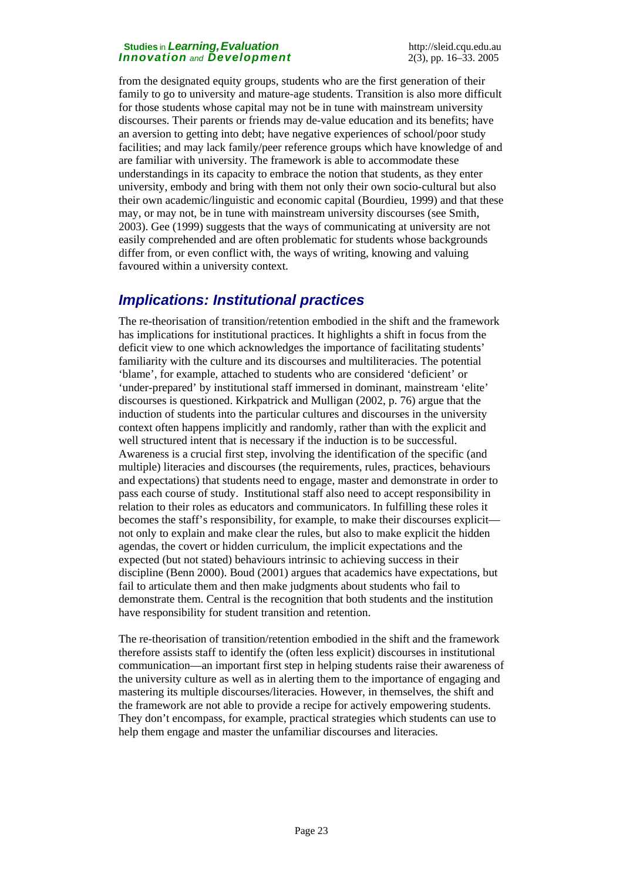from the designated equity groups, students who are the first generation of their family to go to university and mature-age students. Transition is also more difficult for those students whose capital may not be in tune with mainstream university discourses. Their parents or friends may de-value education and its benefits; have an aversion to getting into debt; have negative experiences of school/poor study facilities; and may lack family/peer reference groups which have knowledge of and are familiar with university. The framework is able to accommodate these understandings in its capacity to embrace the notion that students, as they enter university, embody and bring with them not only their own socio-cultural but also their own academic/linguistic and economic capital (Bourdieu, 1999) and that these may, or may not, be in tune with mainstream university discourses (see Smith, 2003). Gee (1999) suggests that the ways of communicating at university are not easily comprehended and are often problematic for students whose backgrounds differ from, or even conflict with, the ways of writing, knowing and valuing favoured within a university context.

## *Implications: Institutional practices*

The re-theorisation of transition/retention embodied in the shift and the framework has implications for institutional practices. It highlights a shift in focus from the deficit view to one which acknowledges the importance of facilitating students' familiarity with the culture and its discourses and multiliteracies. The potential 'blame', for example, attached to students who are considered 'deficient' or 'under-prepared' by institutional staff immersed in dominant, mainstream 'elite' discourses is questioned. Kirkpatrick and Mulligan (2002, p. 76) argue that the induction of students into the particular cultures and discourses in the university context often happens implicitly and randomly, rather than with the explicit and well structured intent that is necessary if the induction is to be successful. Awareness is a crucial first step, involving the identification of the specific (and multiple) literacies and discourses (the requirements, rules, practices, behaviours and expectations) that students need to engage, master and demonstrate in order to pass each course of study. Institutional staff also need to accept responsibility in relation to their roles as educators and communicators. In fulfilling these roles it becomes the staff's responsibility, for example, to make their discourses explicit—not only to explain and make clear the rules, but also to make explicit the hidden agendas, the covert or hidden curriculum, the implicit expectations and the expected (but not stated) behaviours intrinsic to achieving success in their discipline (Benn 2000). Boud (2001) argues that academics have expectations, but fail to articulate them and then make judgments about students who fail to demonstrate them. Central is the recognition that both students and the institution have responsibility for student transition and retention.

The re-theorisation of transition/retention embodied in the shift and the framework therefore assists staff to identify the (often less explicit) discourses in institutional communication—an important first step in helping students raise their awareness of the university culture as well as in alerting them to the importance of engaging and mastering its multiple discourses/literacies. However, in themselves, the shift and the framework are not able to provide a recipe for actively empowering students. They don't encompass, for example, practical strategies which students can use to help them engage and master the unfamiliar discourses and literacies.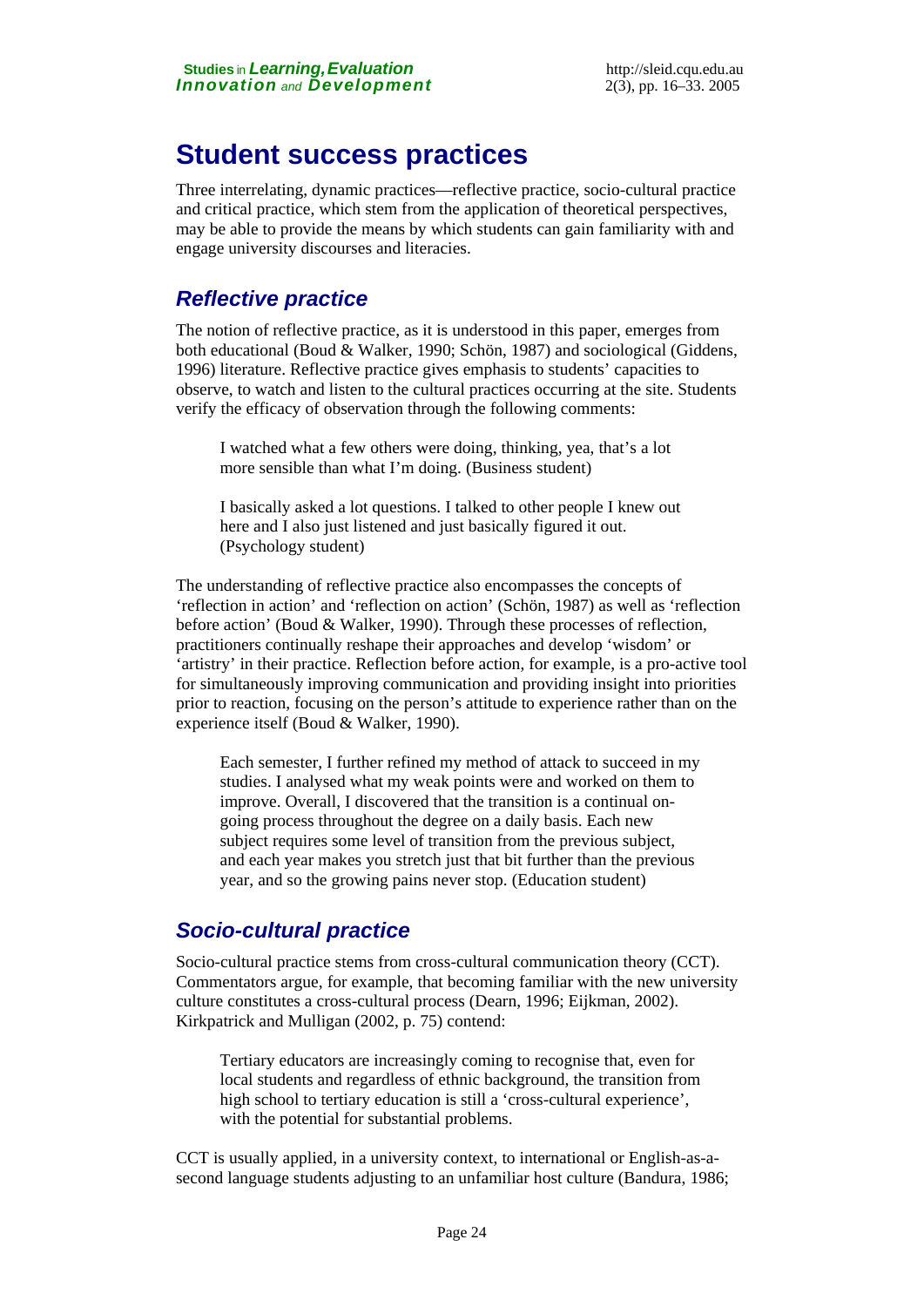# Student success practices

Three interrelating, dynamic practices—reflective practice, socio-cultural practice and critical practice, which stem from the application of theoretical perspectives, may be able to provide the means by which students can gain familiarity with and engage university discourses and literacies.

## *Reflective practice*

The notion of reflective practice, as it is understood in this paper, emerges from both educational (Boud & Walker, 1990; Schön, 1987) and sociological (Giddens, 1996) literature. Reflective practice gives emphasis to students' capacities to observe, to watch and listen to the cultural practices occurring at the site. Students verify the efficacy of observation through the following comments:

> I watched what a few others were doing, thinking, yea, that's a lot more sensible than what I'm doing. (Business student)

> I basically asked a lot questions. I talked to other people I knew out here and I also just listened and just basically figured it out. (Psychology student)

The understanding of reflective practice also encompasses the concepts of 'reflection in action' and 'reflection on action' (Schön, 1987) as well as 'reflection before action' (Boud & Walker, 1990). Through these processes of reflection, practitioners continually reshape their approaches and develop 'wisdom' or 'artistry' in their practice. Reflection before action, for example, is a pro-active tool for simultaneously improving communication and providing insight into priorities prior to reaction, focusing on the person's attitude to experience rather than on the experience itself (Boud & Walker, 1990).

> Each semester, I further refined my method of attack to succeed in my studies. I analysed what my weak points were and worked on them to improve. Overall, I discovered that the transition is a continual on-going process throughout the degree on a daily basis. Each new subject requires some level of transition from the previous subject, and each year makes you stretch just that bit further than the previous year, and so the growing pains never stop. (Education student)

## *Socio-cultural practice*

Socio-cultural practice stems from cross-cultural communication theory (CCT). Commentators argue, for example, that becoming familiar with the new university culture constitutes a cross-cultural process (Dearn, 1996; Eijkman, 2002). Kirkpatrick and Mulligan (2002, p. 75) contend:

> Tertiary educators are increasingly coming to recognise that, even for local students and regardless of ethnic background, the transition from high school to tertiary education is still a 'cross-cultural experience', with the potential for substantial problems.

CCT is usually applied, in a university context, to international or English-as-a-second language students adjusting to an unfamiliar host culture (Bandura, 1986;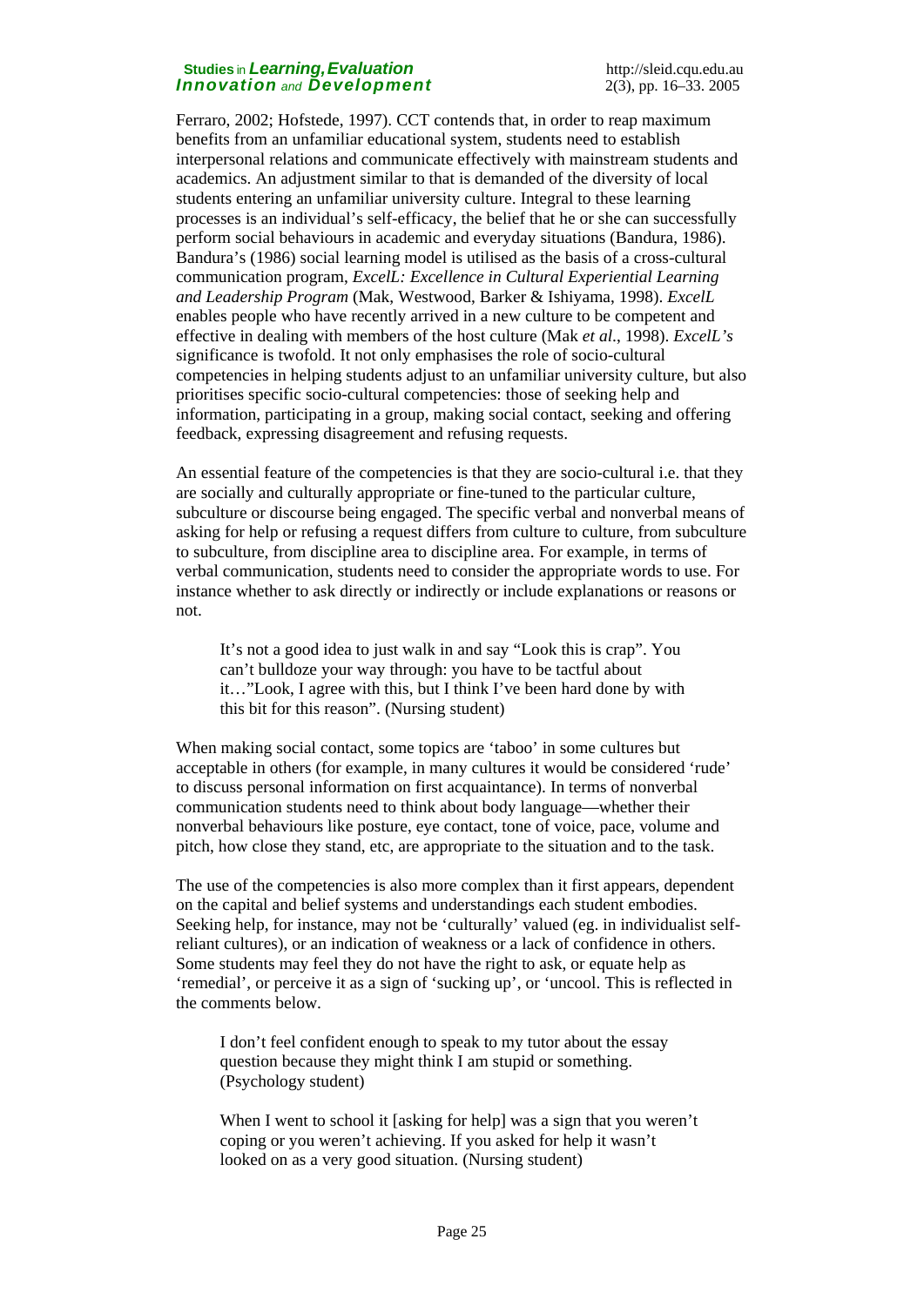Ferraro, 2002; Hofstede, 1997). CCT contends that, in order to reap maximum benefits from an unfamiliar educational system, students need to establish interpersonal relations and communicate effectively with mainstream students and academics. An adjustment similar to that is demanded of the diversity of local students entering an unfamiliar university culture. Integral to these learning processes is an individual's self-efficacy, the belief that he or she can successfully perform social behaviours in academic and everyday situations (Bandura, 1986). Bandura's (1986) social learning model is utilised as the basis of a cross-cultural communication program, *ExcelL: Excellence in Cultural Experiential Learning and Leadership Program* (Mak, Westwood, Barker & Ishiyama, 1998). *ExcelL* enables people who have recently arrived in a new culture to be competent and effective in dealing with members of the host culture (Mak *et al*., 1998). *ExcelL's* significance is twofold. It not only emphasises the role of socio-cultural competencies in helping students adjust to an unfamiliar university culture, but also prioritises specific socio-cultural competencies: those of seeking help and information, participating in a group, making social contact, seeking and offering feedback, expressing disagreement and refusing requests.

An essential feature of the competencies is that they are socio-cultural i.e. that they are socially and culturally appropriate or fine-tuned to the particular culture, subculture or discourse being engaged. The specific verbal and nonverbal means of asking for help or refusing a request differs from culture to culture, from subculture to subculture, from discipline area to discipline area. For example, in terms of verbal communication, students need to consider the appropriate words to use. For instance whether to ask directly or indirectly or include explanations or reasons or not.

> It's not a good idea to just walk in and say "Look this is crap". You can't bulldoze your way through: you have to be tactful about it…"Look, I agree with this, but I think I've been hard done by with this bit for this reason". (Nursing student)

When making social contact, some topics are 'taboo' in some cultures but acceptable in others (for example, in many cultures it would be considered 'rude' to discuss personal information on first acquaintance). In terms of nonverbal communication students need to think about body language—whether their nonverbal behaviours like posture, eye contact, tone of voice, pace, volume and pitch, how close they stand, etc, are appropriate to the situation and to the task.

The use of the competencies is also more complex than it first appears, dependent on the capital and belief systems and understandings each student embodies. Seeking help, for instance, may not be 'culturally' valued (eg. in individualist self-reliant cultures), or an indication of weakness or a lack of confidence in others. Some students may feel they do not have the right to ask, or equate help as 'remedial', or perceive it as a sign of 'sucking up', or 'uncool. This is reflected in the comments below.

> I don't feel confident enough to speak to my tutor about the essay question because they might think I am stupid or something. (Psychology student)

> When I went to school it [asking for help] was a sign that you weren't coping or you weren't achieving. If you asked for help it wasn't looked on as a very good situation. (Nursing student)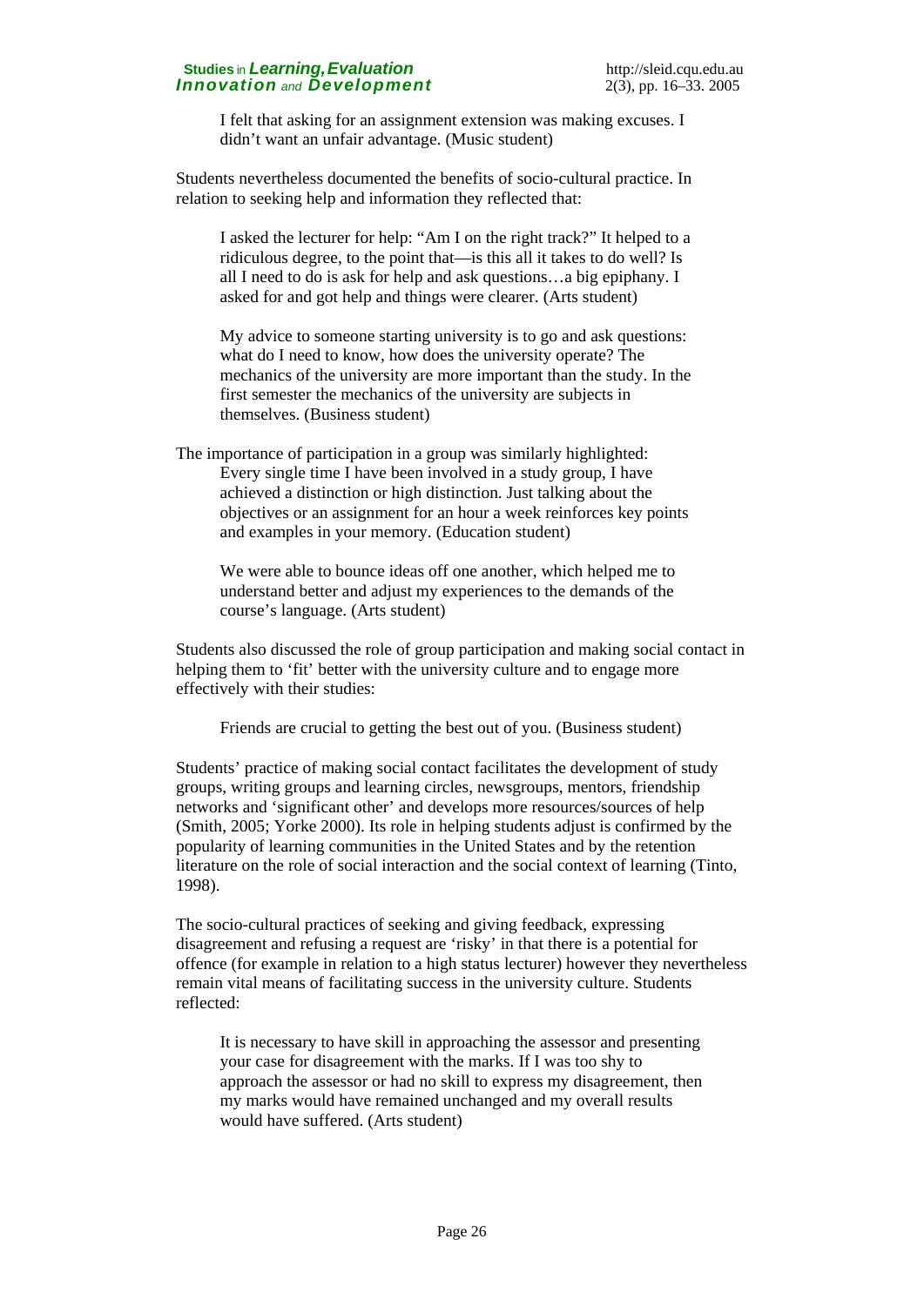> I felt that asking for an assignment extension was making excuses. I didn't want an unfair advantage. (Music student)

Students nevertheless documented the benefits of socio-cultural practice. In relation to seeking help and information they reflected that:

> I asked the lecturer for help: "Am I on the right track?" It helped to a ridiculous degree, to the point that—is this all it takes to do well? Is all I need to do is ask for help and ask questions…a big epiphany. I asked for and got help and things were clearer. (Arts student)

> My advice to someone starting university is to go and ask questions: what do I need to know, how does the university operate? The mechanics of the university are more important than the study. In the first semester the mechanics of the university are subjects in themselves. (Business student)

The importance of participation in a group was similarly highlighted:

> Every single time I have been involved in a study group, I have achieved a distinction or high distinction. Just talking about the objectives or an assignment for an hour a week reinforces key points and examples in your memory. (Education student)

> We were able to bounce ideas off one another, which helped me to understand better and adjust my experiences to the demands of the course's language. (Arts student)

Students also discussed the role of group participation and making social contact in helping them to 'fit' better with the university culture and to engage more effectively with their studies:

> Friends are crucial to getting the best out of you. (Business student)

Students' practice of making social contact facilitates the development of study groups, writing groups and learning circles, newsgroups, mentors, friendship networks and 'significant other' and develops more resources/sources of help (Smith, 2005; Yorke 2000). Its role in helping students adjust is confirmed by the popularity of learning communities in the United States and by the retention literature on the role of social interaction and the social context of learning (Tinto, 1998).

The socio-cultural practices of seeking and giving feedback, expressing disagreement and refusing a request are 'risky' in that there is a potential for offence (for example in relation to a high status lecturer) however they nevertheless remain vital means of facilitating success in the university culture. Students reflected:

> It is necessary to have skill in approaching the assessor and presenting your case for disagreement with the marks. If I was too shy to approach the assessor or had no skill to express my disagreement, then my marks would have remained unchanged and my overall results would have suffered. (Arts student)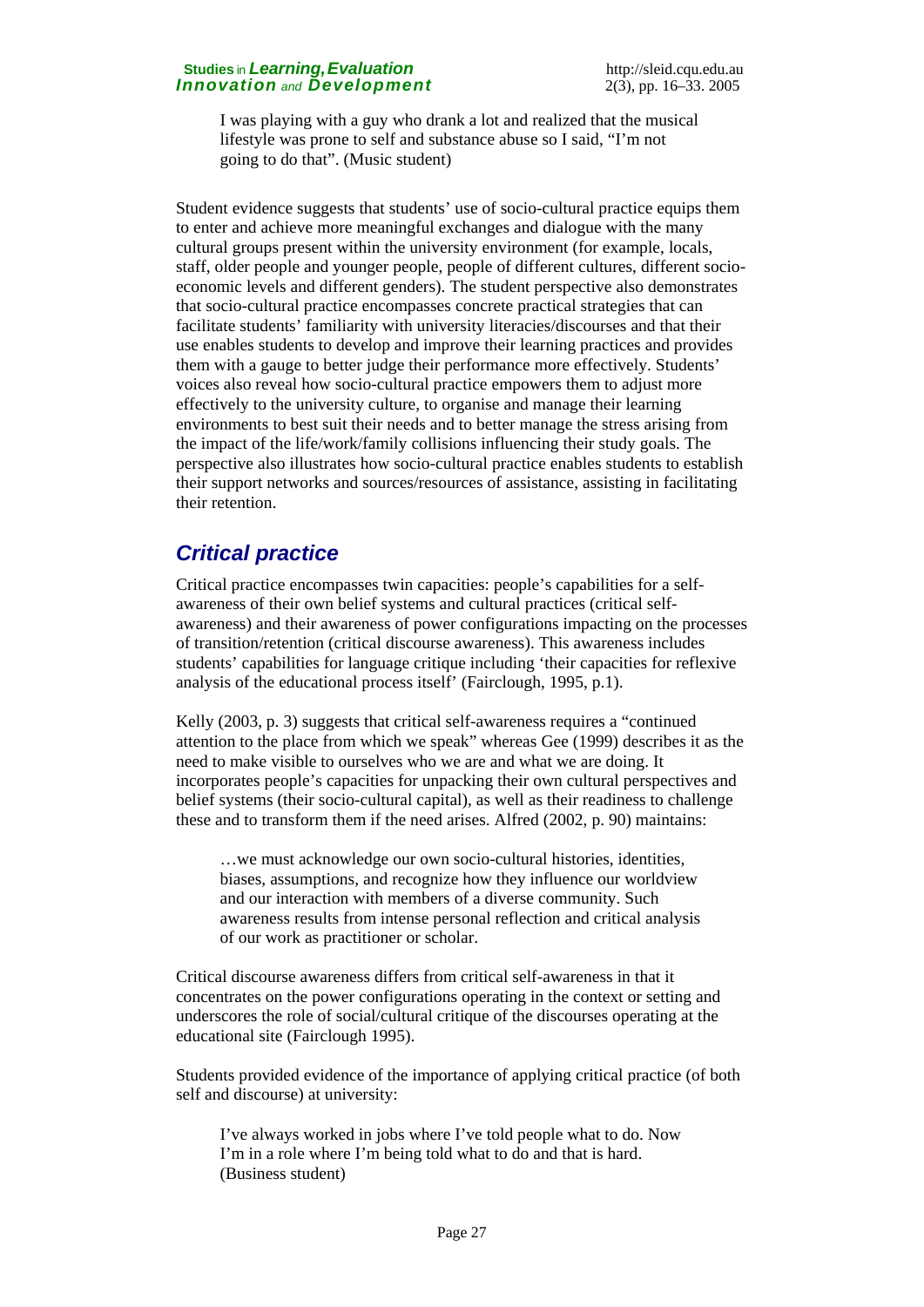> I was playing with a guy who drank a lot and realized that the musical lifestyle was prone to self and substance abuse so I said, "I'm not going to do that". (Music student)

Student evidence suggests that students' use of socio-cultural practice equips them to enter and achieve more meaningful exchanges and dialogue with the many cultural groups present within the university environment (for example, locals, staff, older people and younger people, people of different cultures, different socio-economic levels and different genders). The student perspective also demonstrates that socio-cultural practice encompasses concrete practical strategies that can facilitate students' familiarity with university literacies/discourses and that their use enables students to develop and improve their learning practices and provides them with a gauge to better judge their performance more effectively. Students' voices also reveal how socio-cultural practice empowers them to adjust more effectively to the university culture, to organise and manage their learning environments to best suit their needs and to better manage the stress arising from the impact of the life/work/family collisions influencing their study goals. The perspective also illustrates how socio-cultural practice enables students to establish their support networks and sources/resources of assistance, assisting in facilitating their retention.

## *Critical practice*

Critical practice encompasses twin capacities: people's capabilities for a self-awareness of their own belief systems and cultural practices (critical self-awareness) and their awareness of power configurations impacting on the processes of transition/retention (critical discourse awareness). This awareness includes students' capabilities for language critique including 'their capacities for reflexive analysis of the educational process itself' (Fairclough, 1995, p.1).

Kelly (2003, p. 3) suggests that critical self-awareness requires a "continued attention to the place from which we speak" whereas Gee (1999) describes it as the need to make visible to ourselves who we are and what we are doing. It incorporates people's capacities for unpacking their own cultural perspectives and belief systems (their socio-cultural capital), as well as their readiness to challenge these and to transform them if the need arises. Alfred (2002, p. 90) maintains:

> …we must acknowledge our own socio-cultural histories, identities, biases, assumptions, and recognize how they influence our worldview and our interaction with members of a diverse community. Such awareness results from intense personal reflection and critical analysis of our work as practitioner or scholar.

Critical discourse awareness differs from critical self-awareness in that it concentrates on the power configurations operating in the context or setting and underscores the role of social/cultural critique of the discourses operating at the educational site (Fairclough 1995).

Students provided evidence of the importance of applying critical practice (of both self and discourse) at university:

> I've always worked in jobs where I've told people what to do. Now I'm in a role where I'm being told what to do and that is hard. (Business student)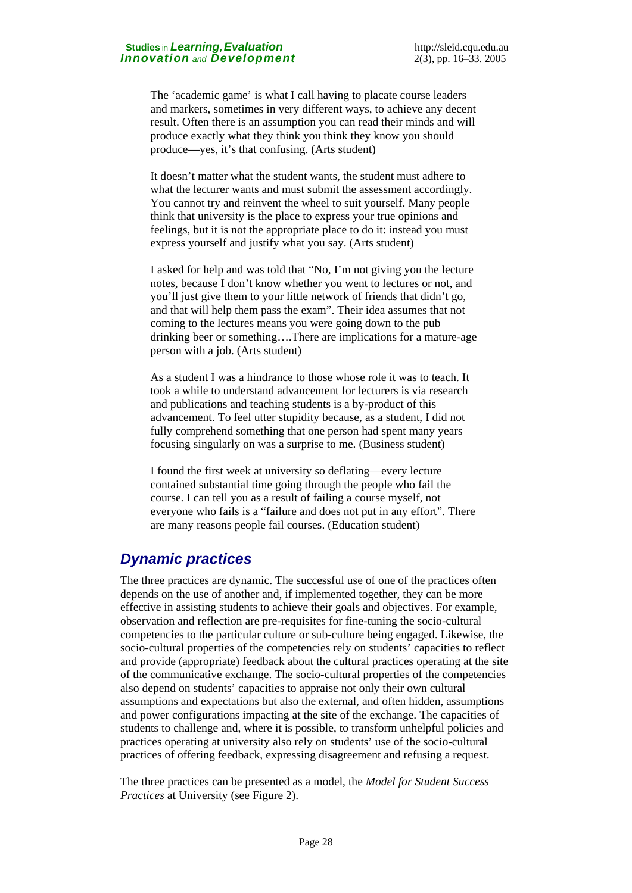> The 'academic game' is what I call having to placate course leaders and markers, sometimes in very different ways, to achieve any decent result. Often there is an assumption you can read their minds and will produce exactly what they think you think they know you should produce—yes, it's that confusing. (Arts student)

> It doesn't matter what the student wants, the student must adhere to what the lecturer wants and must submit the assessment accordingly. You cannot try and reinvent the wheel to suit yourself. Many people think that university is the place to express your true opinions and feelings, but it is not the appropriate place to do it: instead you must express yourself and justify what you say. (Arts student)

> I asked for help and was told that "No, I'm not giving you the lecture notes, because I don't know whether you went to lectures or not, and you'll just give them to your little network of friends that didn't go, and that will help them pass the exam". Their idea assumes that not coming to the lectures means you were going down to the pub drinking beer or something….There are implications for a mature-age person with a job. (Arts student)

> As a student I was a hindrance to those whose role it was to teach. It took a while to understand advancement for lecturers is via research and publications and teaching students is a by-product of this advancement. To feel utter stupidity because, as a student, I did not fully comprehend something that one person had spent many years focusing singularly on was a surprise to me. (Business student)

> I found the first week at university so deflating—every lecture contained substantial time going through the people who fail the course. I can tell you as a result of failing a course myself, not everyone who fails is a "failure and does not put in any effort". There are many reasons people fail courses. (Education student)

## *Dynamic practices*

The three practices are dynamic. The successful use of one of the practices often depends on the use of another and, if implemented together, they can be more effective in assisting students to achieve their goals and objectives. For example, observation and reflection are pre-requisites for fine-tuning the socio-cultural competencies to the particular culture or sub-culture being engaged. Likewise, the socio-cultural properties of the competencies rely on students' capacities to reflect and provide (appropriate) feedback about the cultural practices operating at the site of the communicative exchange. The socio-cultural properties of the competencies also depend on students' capacities to appraise not only their own cultural assumptions and expectations but also the external, and often hidden, assumptions and power configurations impacting at the site of the exchange. The capacities of students to challenge and, where it is possible, to transform unhelpful policies and practices operating at university also rely on students' use of the socio-cultural practices of offering feedback, expressing disagreement and refusing a request.

The three practices can be presented as a model, the *Model for Student Success Practices* at University (see Figure 2).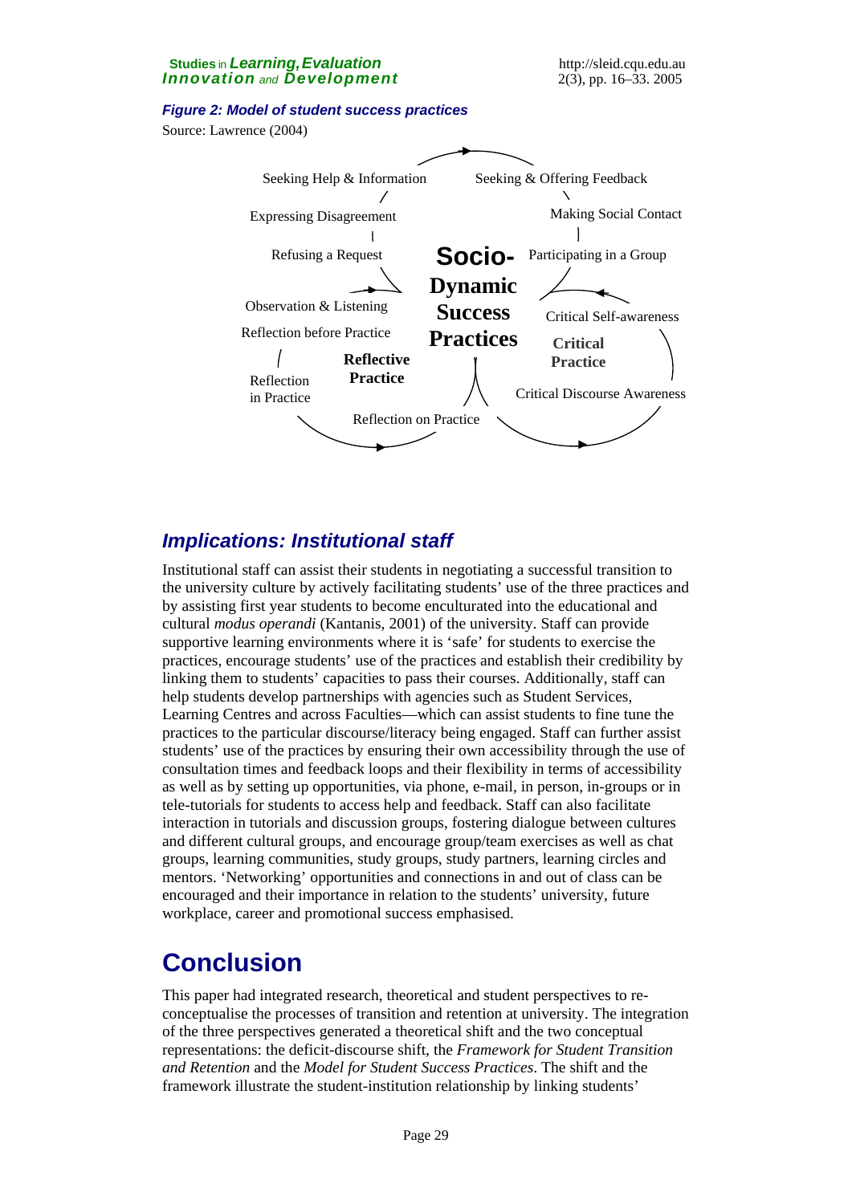***Figure 2: Model of student success practices***

Source: Lawrence (2004)

Seeking Help & Information

Seeking & Offering Feedback

Expressing Disagreement

Making Social Contact

Refusing a Request

Participating in a Group

Observation & Listening

Reflection before Practice

Reflection in Practice

**Reflective Practice**

**Socio-Dynamic Success Practices**

Critical Self-awareness

**Critical Practice**

Critical Discourse Awareness

Reflection on Practice

## *Implications: Institutional staff*

Institutional staff can assist their students in negotiating a successful transition to the university culture by actively facilitating students' use of the three practices and by assisting first year students to become enculturated into the educational and cultural *modus operandi* (Kantanis, 2001) of the university. Staff can provide supportive learning environments where it is 'safe' for students to exercise the practices, encourage students' use of the practices and establish their credibility by linking them to students' capacities to pass their courses. Additionally, staff can help students develop partnerships with agencies such as Student Services, Learning Centres and across Faculties—which can assist students to fine tune the practices to the particular discourse/literacy being engaged. Staff can further assist students' use of the practices by ensuring their own accessibility through the use of consultation times and feedback loops and their flexibility in terms of accessibility as well as by setting up opportunities, via phone, e-mail, in person, in-groups or in tele-tutorials for students to access help and feedback. Staff can also facilitate interaction in tutorials and discussion groups, fostering dialogue between cultures and different cultural groups, and encourage group/team exercises as well as chat groups, learning communities, study groups, study partners, learning circles and mentors. 'Networking' opportunities and connections in and out of class can be encouraged and their importance in relation to the students' university, future workplace, career and promotional success emphasised.

# Conclusion

This paper had integrated research, theoretical and student perspectives to re-conceptualise the processes of transition and retention at university. The integration of the three perspectives generated a theoretical shift and the two conceptual representations: the deficit-discourse shift, the *Framework for Student Transition and Retention* and the *Model for Student Success Practices*. The shift and the framework illustrate the student-institution relationship by linking students'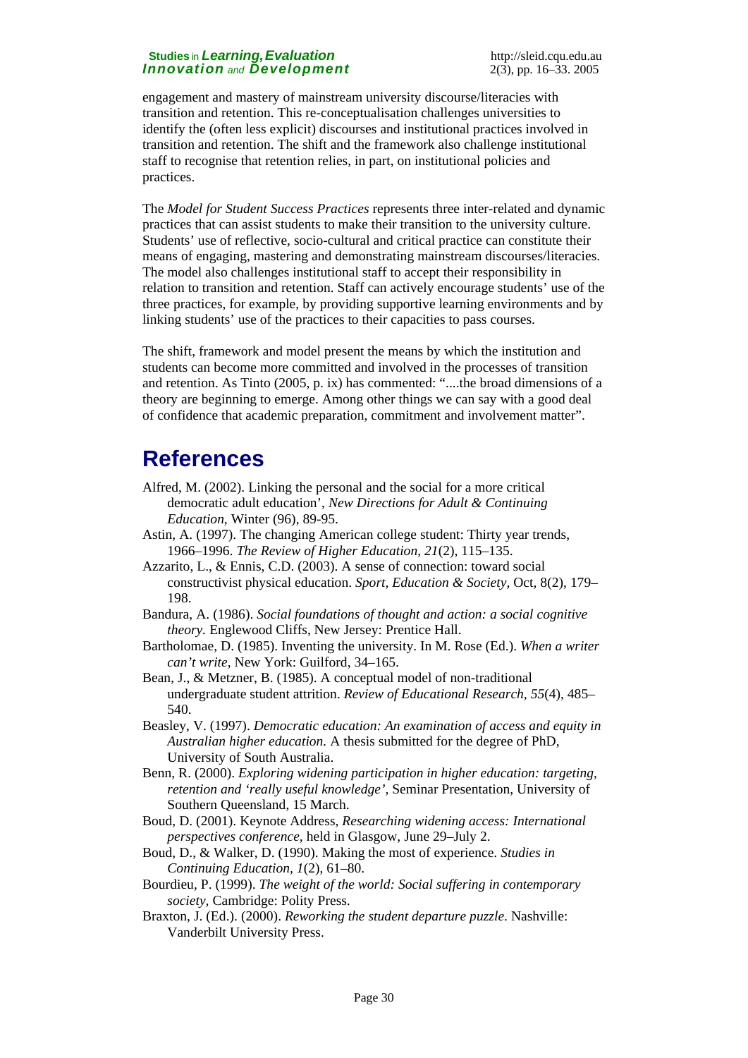engagement and mastery of mainstream university discourse/literacies with transition and retention. This re-conceptualisation challenges universities to identify the (often less explicit) discourses and institutional practices involved in transition and retention. The shift and the framework also challenge institutional staff to recognise that retention relies, in part, on institutional policies and practices.

The *Model for Student Success Practices* represents three inter-related and dynamic practices that can assist students to make their transition to the university culture. Students' use of reflective, socio-cultural and critical practice can constitute their means of engaging, mastering and demonstrating mainstream discourses/literacies. The model also challenges institutional staff to accept their responsibility in relation to transition and retention. Staff can actively encourage students' use of the three practices, for example, by providing supportive learning environments and by linking students' use of the practices to their capacities to pass courses.

The shift, framework and model present the means by which the institution and students can become more committed and involved in the processes of transition and retention. As Tinto (2005, p. ix) has commented: "....the broad dimensions of a theory are beginning to emerge. Among other things we can say with a good deal of confidence that academic preparation, commitment and involvement matter".

# References

Alfred, M. (2002). Linking the personal and the social for a more critical democratic adult education', *New Directions for Adult & Continuing Education*, Winter (96), 89-95.

Astin, A. (1997). The changing American college student: Thirty year trends, 1966–1996. *The Review of Higher Education*, *21*(2), 115–135.

Azzarito, L., & Ennis, C.D. (2003). A sense of connection: toward social constructivist physical education. *Sport, Education & Society*, Oct, 8(2), 179–198.

Bandura, A. (1986). *Social foundations of thought and action: a social cognitive theory.* Englewood Cliffs, New Jersey: Prentice Hall.

Bartholomae, D. (1985). Inventing the university. In M. Rose (Ed.). *When a writer can't write*, New York: Guilford, 34–165.

Bean, J., & Metzner, B. (1985). A conceptual model of non-traditional undergraduate student attrition. *Review of Educational Research*, *55*(4), 485–540.

Beasley, V. (1997). *Democratic education: An examination of access and equity in Australian higher education.* A thesis submitted for the degree of PhD, University of South Australia.

Benn, R. (2000). *Exploring widening participation in higher education: targeting, retention and 'really useful knowledge'*, Seminar Presentation, University of Southern Queensland, 15 March.

Boud, D. (2001). Keynote Address, *Researching widening access: International perspectives conference*, held in Glasgow, June 29–July 2.

Boud, D., & Walker, D. (1990). Making the most of experience. *Studies in Continuing Education*, *1*(2), 61–80.

Bourdieu, P. (1999). *The weight of the world: Social suffering in contemporary society*, Cambridge: Polity Press.

Braxton, J. (Ed.). (2000). *Reworking the student departure puzzle*. Nashville: Vanderbilt University Press.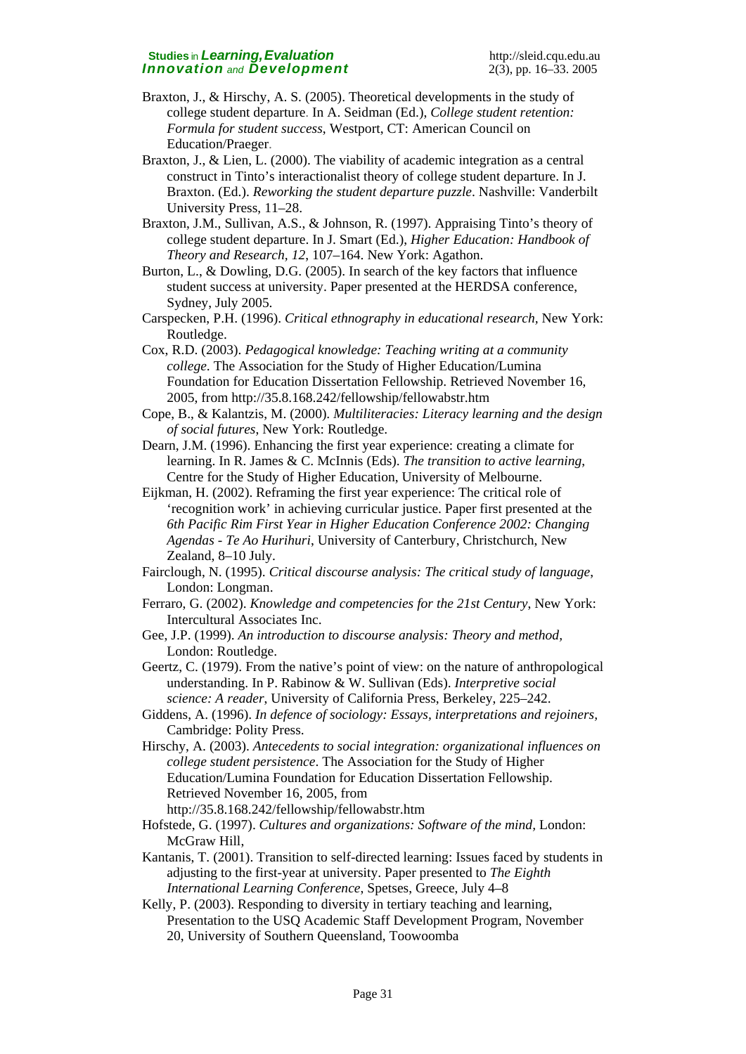Braxton, J., & Hirschy, A. S. (2005). Theoretical developments in the study of college student departure. In A. Seidman (Ed.), *College student retention: Formula for student success*, Westport, CT: American Council on Education/Praeger.

Braxton, J., & Lien, L. (2000). The viability of academic integration as a central construct in Tinto's interactionalist theory of college student departure. In J. Braxton. (Ed.). *Reworking the student departure puzzle*. Nashville: Vanderbilt University Press, 11–28.

Braxton, J.M., Sullivan, A.S., & Johnson, R. (1997). Appraising Tinto's theory of college student departure. In J. Smart (Ed.), *Higher Education: Handbook of Theory and Research, 12*, 107–164. New York: Agathon.

Burton, L., & Dowling, D.G. (2005). In search of the key factors that influence student success at university. Paper presented at the HERDSA conference, Sydney, July 2005.

Carspecken, P.H. (1996). *Critical ethnography in educational research*, New York: Routledge.

Cox, R.D. (2003). *Pedagogical knowledge: Teaching writing at a community college*. The Association for the Study of Higher Education/Lumina Foundation for Education Dissertation Fellowship. Retrieved November 16, 2005, from http://35.8.168.242/fellowship/fellowabstr.htm

Cope, B., & Kalantzis, M. (2000). *Multiliteracies: Literacy learning and the design of social futures*, New York: Routledge.

Dearn, J.M. (1996). Enhancing the first year experience: creating a climate for learning. In R. James & C. McInnis (Eds). *The transition to active learning*, Centre for the Study of Higher Education, University of Melbourne.

Eijkman, H. (2002). Reframing the first year experience: The critical role of 'recognition work' in achieving curricular justice. Paper first presented at the *6th Pacific Rim First Year in Higher Education Conference 2002: Changing Agendas - Te Ao Hurihuri*, University of Canterbury, Christchurch, New Zealand, 8–10 July.

Fairclough, N. (1995). *Critical discourse analysis: The critical study of language*, London: Longman.

Ferraro, G. (2002). *Knowledge and competencies for the 21st Century*, New York: Intercultural Associates Inc.

Gee, J.P. (1999). *An introduction to discourse analysis: Theory and method*, London: Routledge.

Geertz, C. (1979). From the native's point of view: on the nature of anthropological understanding. In P. Rabinow & W. Sullivan (Eds). *Interpretive social science: A reader*, University of California Press, Berkeley, 225–242.

Giddens, A. (1996). *In defence of sociology: Essays, interpretations and rejoiners*, Cambridge: Polity Press.

Hirschy, A. (2003). *Antecedents to social integration: organizational influences on college student persistence*. The Association for the Study of Higher Education/Lumina Foundation for Education Dissertation Fellowship. Retrieved November 16, 2005, from http://35.8.168.242/fellowship/fellowabstr.htm

Hofstede, G. (1997). *Cultures and organizations: Software of the mind*, London: McGraw Hill,

Kantanis, T. (2001). Transition to self-directed learning: Issues faced by students in adjusting to the first-year at university. Paper presented to *The Eighth International Learning Conference*, Spetses, Greece, July 4–8

Kelly, P. (2003). Responding to diversity in tertiary teaching and learning, Presentation to the USQ Academic Staff Development Program, November 20, University of Southern Queensland, Toowoomba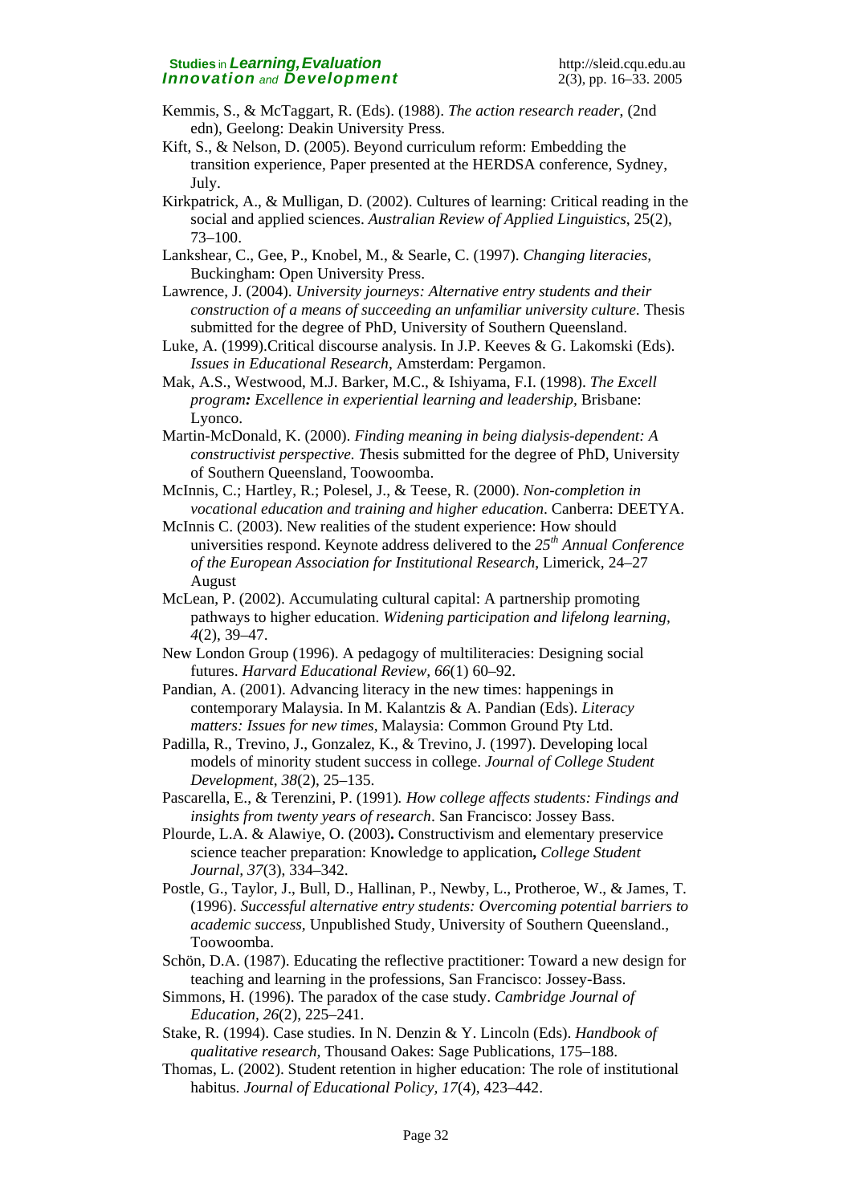Kemmis, S., & McTaggart, R. (Eds). (1988). *The action research reader*, (2nd edn), Geelong: Deakin University Press.

Kift, S., & Nelson, D. (2005). Beyond curriculum reform: Embedding the transition experience, Paper presented at the HERDSA conference, Sydney, July.

Kirkpatrick, A., & Mulligan, D. (2002). Cultures of learning: Critical reading in the social and applied sciences. *Australian Review of Applied Linguistics*, 25(2), 73–100.

Lankshear, C., Gee, P., Knobel, M., & Searle, C. (1997). *Changing literacies*, Buckingham: Open University Press.

Lawrence, J. (2004). *University journeys: Alternative entry students and their construction of a means of succeeding an unfamiliar university culture*. Thesis submitted for the degree of PhD, University of Southern Queensland.

Luke, A. (1999).Critical discourse analysis. In J.P. Keeves & G. Lakomski (Eds). *Issues in Educational Research*, Amsterdam: Pergamon.

Mak, A.S., Westwood, M.J. Barker, M.C., & Ishiyama, F.I. (1998). *The Excell program: Excellence in experiential learning and leadership*, Brisbane: Lyonco.

Martin-McDonald, K. (2000). *Finding meaning in being dialysis-dependent: A constructivist perspective. T*hesis submitted for the degree of PhD, University of Southern Queensland, Toowoomba.

McInnis, C.; Hartley, R.; Polesel, J., & Teese, R. (2000). *Non-completion in vocational education and training and higher education*. Canberra: DEETYA.

McInnis C. (2003). New realities of the student experience: How should universities respond. Keynote address delivered to the *25th Annual Conference of the European Association for Institutional Research*, Limerick, 24–27 August

McLean, P. (2002). Accumulating cultural capital: A partnership promoting pathways to higher education. *Widening participation and lifelong learning, 4*(2), 39–47.

New London Group (1996). A pedagogy of multiliteracies: Designing social futures. *Harvard Educational Review, 66*(1) 60–92.

Pandian, A. (2001). Advancing literacy in the new times: happenings in contemporary Malaysia. In M. Kalantzis & A. Pandian (Eds). *Literacy matters: Issues for new times*, Malaysia: Common Ground Pty Ltd.

Padilla, R., Trevino, J., Gonzalez, K., & Trevino, J. (1997). Developing local models of minority student success in college. *Journal of College Student Development, 38*(2), 25–135.

Pascarella, E., & Terenzini, P. (1991)*. How college affects students: Findings and insights from twenty years of research*. San Francisco: Jossey Bass.

Plourde, L.A. & Alawiye, O. (2003)**.** Constructivism and elementary preservice science teacher preparation: Knowledge to application**,** *College Student Journal, 37*(3), 334–342.

Postle, G., Taylor, J., Bull, D., Hallinan, P., Newby, L., Protheroe, W., & James, T. (1996). *Successful alternative entry students: Overcoming potential barriers to academic success*, Unpublished Study, University of Southern Queensland., Toowoomba.

Schön, D.A. (1987). Educating the reflective practitioner: Toward a new design for teaching and learning in the professions, San Francisco: Jossey-Bass.

Simmons, H. (1996). The paradox of the case study. *Cambridge Journal of Education, 26*(2), 225–241.

Stake, R. (1994). Case studies. In N. Denzin & Y. Lincoln (Eds). *Handbook of qualitative research*, Thousand Oakes: Sage Publications, 175–188.

Thomas, L. (2002). Student retention in higher education: The role of institutional habitus. *Journal of Educational Policy, 17*(4), 423–442.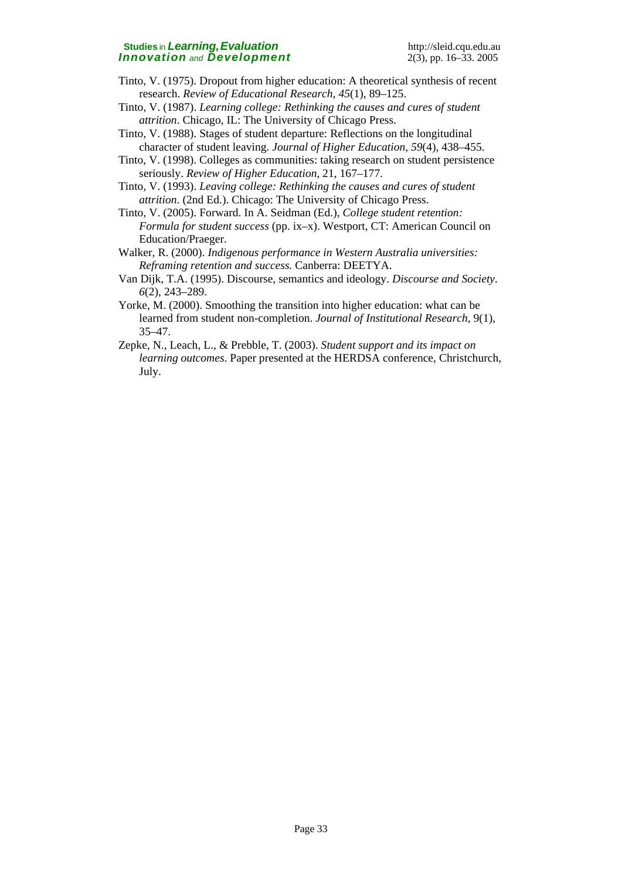Tinto, V. (1975). Dropout from higher education: A theoretical synthesis of recent research. *Review of Educational Research*, *45*(1), 89–125.

Tinto, V. (1987). *Learning college: Rethinking the causes and cures of student attrition*. Chicago, IL: The University of Chicago Press.

Tinto, V. (1988). Stages of student departure: Reflections on the longitudinal character of student leaving. *Journal of Higher Education*, *59*(4), 438–455.

Tinto, V. (1998). Colleges as communities: taking research on student persistence seriously. *Review of Higher Education*, 21, 167–177.

Tinto, V. (1993). *Leaving college: Rethinking the causes and cures of student attrition.* (2nd Ed.). Chicago: The University of Chicago Press.

Tinto, V. (2005). Forward. In A. Seidman (Ed.), *College student retention: Formula for student success* (pp. ix–x). Westport, CT: American Council on Education/Praeger.

Walker, R. (2000). *Indigenous performance in Western Australia universities: Reframing retention and success.* Canberra: DEETYA.

Van Dijk, T.A. (1995). Discourse, semantics and ideology. *Discourse and Society*. *6*(2), 243–289.

Yorke, M. (2000). Smoothing the transition into higher education: what can be learned from student non-completion. *Journal of Institutional Research*, 9(1), 35–47.

Zepke, N., Leach, L., & Prebble, T. (2003). *Student support and its impact on learning outcomes*. Paper presented at the HERDSA conference, Christchurch, July.